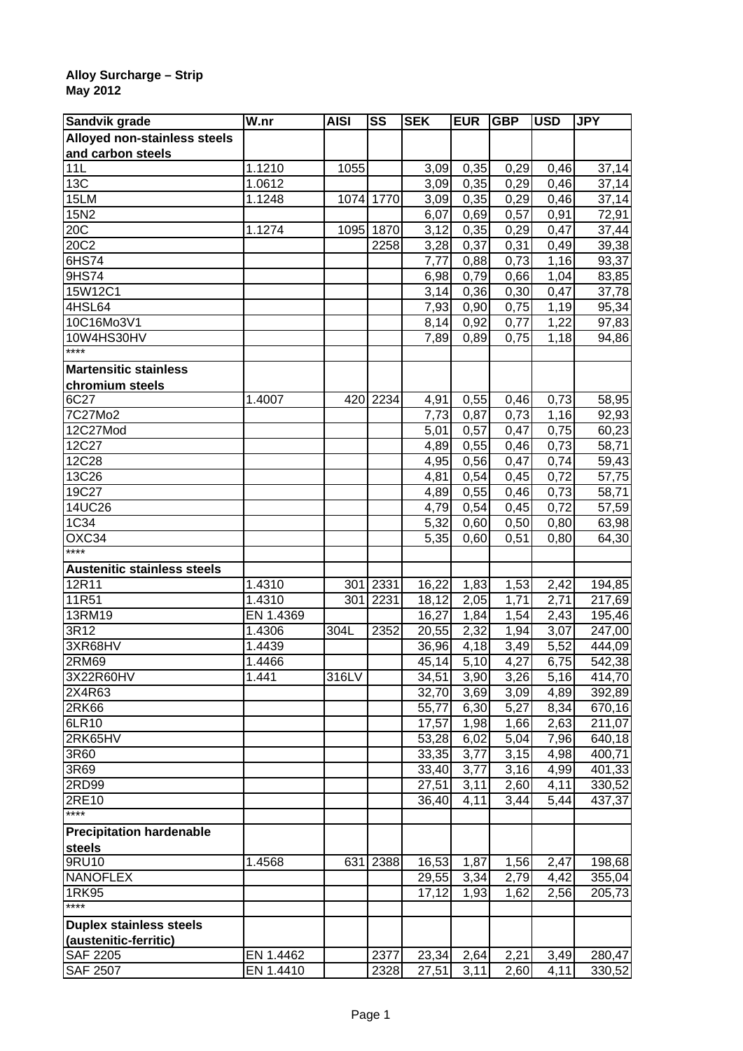**Alloy Surcharge – Strip**
**May 2012**

| Sandvik grade | W.nr | AISI | SS | SEK | EUR | GBP | USD | JPY |
|---|---|---|---|---|---|---|---|---|
| **Alloyed non-stainless steels and carbon steels** | | | | | | | | |
| 11L | 1.1210 | 1055 | | 3,09 | 0,35 | 0,29 | 0,46 | 37,14 |
| 13C | 1.0612 | | | 3,09 | 0,35 | 0,29 | 0,46 | 37,14 |
| 15LM | 1.1248 | 1074 | 1770 | 3,09 | 0,35 | 0,29 | 0,46 | 37,14 |
| 15N2 | | | | 6,07 | 0,69 | 0,57 | 0,91 | 72,91 |
| 20C | 1.1274 | 1095 | 1870 | 3,12 | 0,35 | 0,29 | 0,47 | 37,44 |
| 20C2 | | | 2258 | 3,28 | 0,37 | 0,31 | 0,49 | 39,38 |
| 6HS74 | | | | 7,77 | 0,88 | 0,73 | 1,16 | 93,37 |
| 9HS74 | | | | 6,98 | 0,79 | 0,66 | 1,04 | 83,85 |
| 15W12C1 | | | | 3,14 | 0,36 | 0,30 | 0,47 | 37,78 |
| 4HSL64 | | | | 7,93 | 0,90 | 0,75 | 1,19 | 95,34 |
| 10C16Mo3V1 | | | | 8,14 | 0,92 | 0,77 | 1,22 | 97,83 |
| 10W4HS30HV | | | | 7,89 | 0,89 | 0,75 | 1,18 | 94,86 |
| **** | | | | | | | | |
| **Martensitic stainless chromium steels** | | | | | | | | |
| 6C27 | 1.4007 | 420 | 2234 | 4,91 | 0,55 | 0,46 | 0,73 | 58,95 |
| 7C27Mo2 | | | | 7,73 | 0,87 | 0,73 | 1,16 | 92,93 |
| 12C27Mod | | | | 5,01 | 0,57 | 0,47 | 0,75 | 60,23 |
| 12C27 | | | | 4,89 | 0,55 | 0,46 | 0,73 | 58,71 |
| 12C28 | | | | 4,95 | 0,56 | 0,47 | 0,74 | 59,43 |
| 13C26 | | | | 4,81 | 0,54 | 0,45 | 0,72 | 57,75 |
| 19C27 | | | | 4,89 | 0,55 | 0,46 | 0,73 | 58,71 |
| 14UC26 | | | | 4,79 | 0,54 | 0,45 | 0,72 | 57,59 |
| 1C34 | | | | 5,32 | 0,60 | 0,50 | 0,80 | 63,98 |
| OXC34 | | | | 5,35 | 0,60 | 0,51 | 0,80 | 64,30 |
| **** | | | | | | | | |
| **Austenitic stainless steels** | | | | | | | | |
| 12R11 | 1.4310 | 301 | 2331 | 16,22 | 1,83 | 1,53 | 2,42 | 194,85 |
| 11R51 | 1.4310 | 301 | 2231 | 18,12 | 2,05 | 1,71 | 2,71 | 217,69 |
| 13RM19 | EN 1.4369 | | | 16,27 | 1,84 | 1,54 | 2,43 | 195,46 |
| 3R12 | 1.4306 | 304L | 2352 | 20,55 | 2,32 | 1,94 | 3,07 | 247,00 |
| 3XR68HV | 1.4439 | | | 36,96 | 4,18 | 3,49 | 5,52 | 444,09 |
| 2RM69 | 1.4466 | | | 45,14 | 5,10 | 4,27 | 6,75 | 542,38 |
| 3X22R60HV | 1.441 | 316LV | | 34,51 | 3,90 | 3,26 | 5,16 | 414,70 |
| 2X4R63 | | | | 32,70 | 3,69 | 3,09 | 4,89 | 392,89 |
| 2RK66 | | | | 55,77 | 6,30 | 5,27 | 8,34 | 670,16 |
| 6LR10 | | | | 17,57 | 1,98 | 1,66 | 2,63 | 211,07 |
| 2RK65HV | | | | 53,28 | 6,02 | 5,04 | 7,96 | 640,18 |
| 3R60 | | | | 33,35 | 3,77 | 3,15 | 4,98 | 400,71 |
| 3R69 | | | | 33,40 | 3,77 | 3,16 | 4,99 | 401,33 |
| 2RD99 | | | | 27,51 | 3,11 | 2,60 | 4,11 | 330,52 |
| 2RE10 | | | | 36,40 | 4,11 | 3,44 | 5,44 | 437,37 |
| **** | | | | | | | | |
| **Precipitation hardenable steels** | | | | | | | | |
| 9RU10 | 1.4568 | 631 | 2388 | 16,53 | 1,87 | 1,56 | 2,47 | 198,68 |
| NANOFLEX | | | | 29,55 | 3,34 | 2,79 | 4,42 | 355,04 |
| 1RK95 | | | | 17,12 | 1,93 | 1,62 | 2,56 | 205,73 |
| **** | | | | | | | | |
| **Duplex stainless steels (austenitic-ferritic)** | | | | | | | | |
| SAF 2205 | EN 1.4462 | | 2377 | 23,34 | 2,64 | 2,21 | 3,49 | 280,47 |
| SAF 2507 | EN 1.4410 | | 2328 | 27,51 | 3,11 | 2,60 | 4,11 | 330,52 |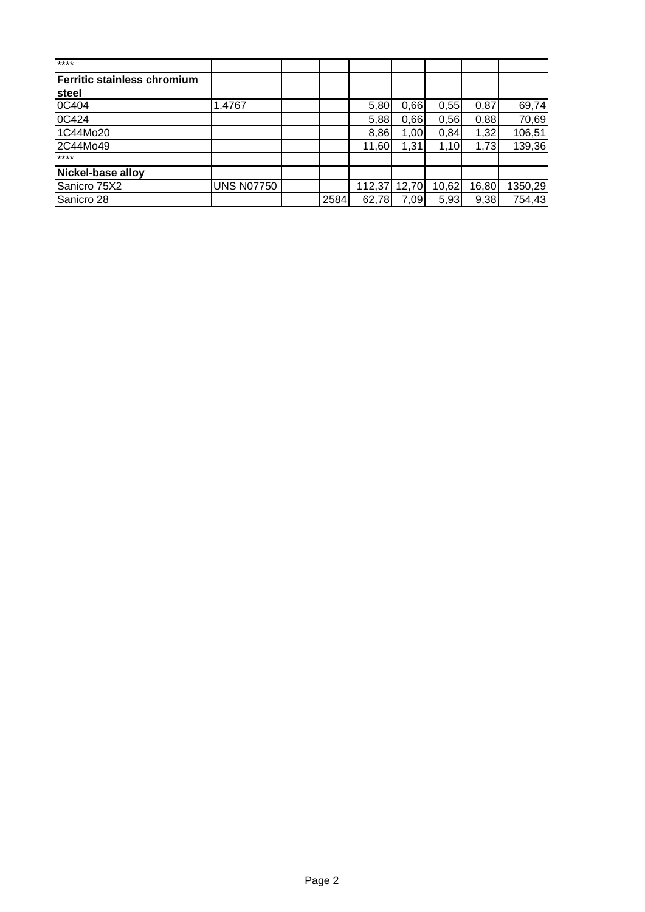| | | | | | | | | |
|---|---|---|---|---|---|---|---|---|
| **** | | | | | | | | |
| **Ferritic stainless chromium steel** | | | | | | | | |
| 0C404 | 1.4767 | | | 5,80 | 0,66 | 0,55 | 0,87 | 69,74 |
| 0C424 | | | | 5,88 | 0,66 | 0,56 | 0,88 | 70,69 |
| 1C44Mo20 | | | | 8,86 | 1,00 | 0,84 | 1,32 | 106,51 |
| 2C44Mo49 | | | | 11,60 | 1,31 | 1,10 | 1,73 | 139,36 |
| **** | | | | | | | | |
| **Nickel-base alloy** | | | | | | | | |
| Sanicro 75X2 | UNS N07750 | | | 112,37 | 12,70 | 10,62 | 16,80 | 1350,29 |
| Sanicro 28 | | | 2584 | 62,78 | 7,09 | 5,93 | 9,38 | 754,43 |